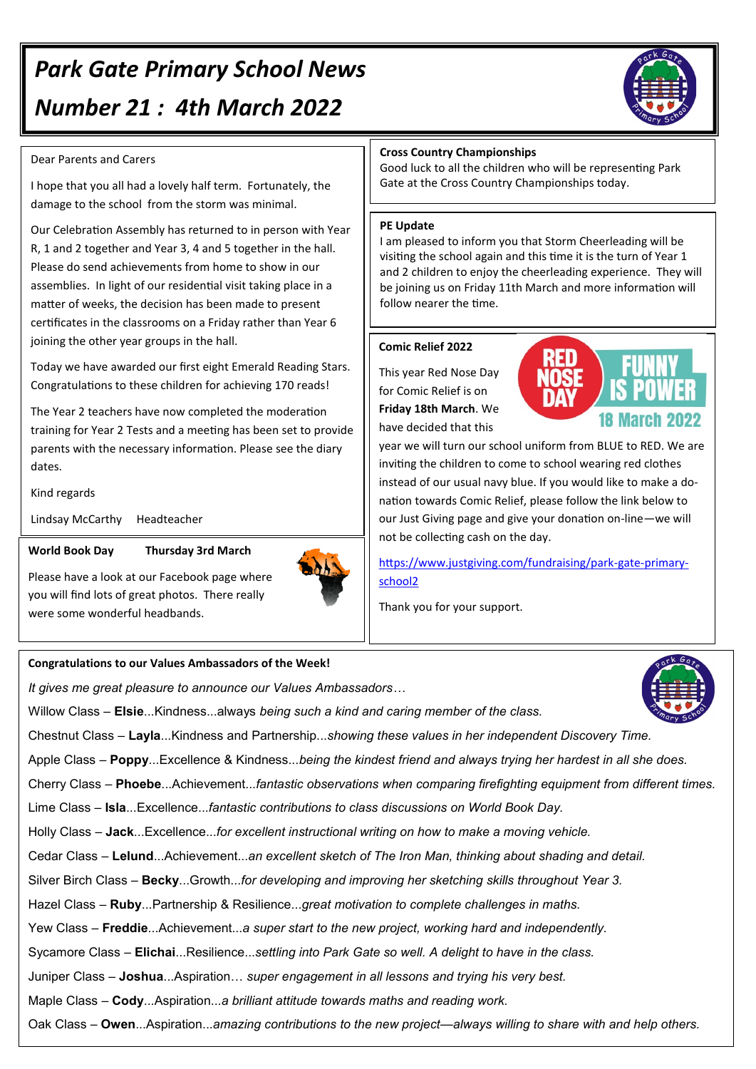# Park Gate Primary School News

# Number 21 : 4th March 2022

Dear Parents and Carers

I hope that you all had a lovely half term. Fortunately, the damage to the school from the storm was minimal.

Our Celebration Assembly has returned to in person with Year R, 1 and 2 together and Year 3, 4 and 5 together in the hall. Please do send achievements from home to show in our assemblies. In light of our residential visit taking place in a matter of weeks, the decision has been made to present certificates in the classrooms on a Friday rather than Year 6 joining the other year groups in the hall.

Today we have awarded our first eight Emerald Reading Stars. Congratulations to these children for achieving 170 reads!

The Year 2 teachers have now completed the moderation training for Year 2 Tests and a meeting has been set to provide parents with the necessary information. Please see the diary dates.

Kind regards

Lindsay McCarthy Headteacher

**World Book Day Thursday 3rd March**

Please have a look at our Facebook page where you will find lots of great photos. There really were some wonderful headbands.

**Cross Country Championships**

Good luck to all the children who will be representing Park Gate at the Cross Country Championships today.

**PE Update**

I am pleased to inform you that Storm Cheerleading will be visiting the school again and this time it is the turn of Year 1 and 2 children to enjoy the cheerleading experience. They will be joining us on Friday 11th March and more information will follow nearer the time.

**Comic Relief 2022**

RED NOSE DAY — FUNNY IS POWER — 18 March 2022

This year Red Nose Day for Comic Relief is on **Friday 18th March**. We have decided that this year we will turn our school uniform from BLUE to RED. We are inviting the children to come to school wearing red clothes instead of our usual navy blue. If you would like to make a donation towards Comic Relief, please follow the link below to our Just Giving page and give your donation on-line—we will not be collecting cash on the day.

https://www.justgiving.com/fundraising/park-gate-primary-school2

Thank you for your support.

**Congratulations to our Values Ambassadors of the Week!**

*It gives me great pleasure to announce our Values Ambassadors…*

Willow Class – **Elsie**...Kindness...always *being such a kind and caring member of the class.*

Chestnut Class – **Layla**...Kindness and Partnership...*showing these values in her independent Discovery Time.*

Apple Class – **Poppy**...Excellence & Kindness...*being the kindest friend and always trying her hardest in all she does.*

Cherry Class – **Phoebe**...Achievement...*fantastic observations when comparing firefighting equipment from different times.*

Lime Class – **Isla**...Excellence...*fantastic contributions to class discussions on World Book Day.*

Holly Class – **Jack**...Excellence...*for excellent instructional writing on how to make a moving vehicle.*

Cedar Class – **Lelund**...Achievement...*an excellent sketch of The Iron Man, thinking about shading and detail.*

Silver Birch Class – **Becky**...Growth...*for developing and improving her sketching skills throughout Year 3.*

Hazel Class – **Ruby**...Partnership & Resilience...*great motivation to complete challenges in maths.*

Yew Class – **Freddie**...Achievement...*a super start to the new project, working hard and independently.*

Sycamore Class – **Elichai**...Resilience...*settling into Park Gate so well. A delight to have in the class.*

Juniper Class – **Joshua**...Aspiration… *super engagement in all lessons and trying his very best.*

Maple Class – **Cody**...Aspiration...*a brilliant attitude towards maths and reading work.*

Oak Class – **Owen**...Aspiration...*amazing contributions to the new project—always willing to share with and help others.*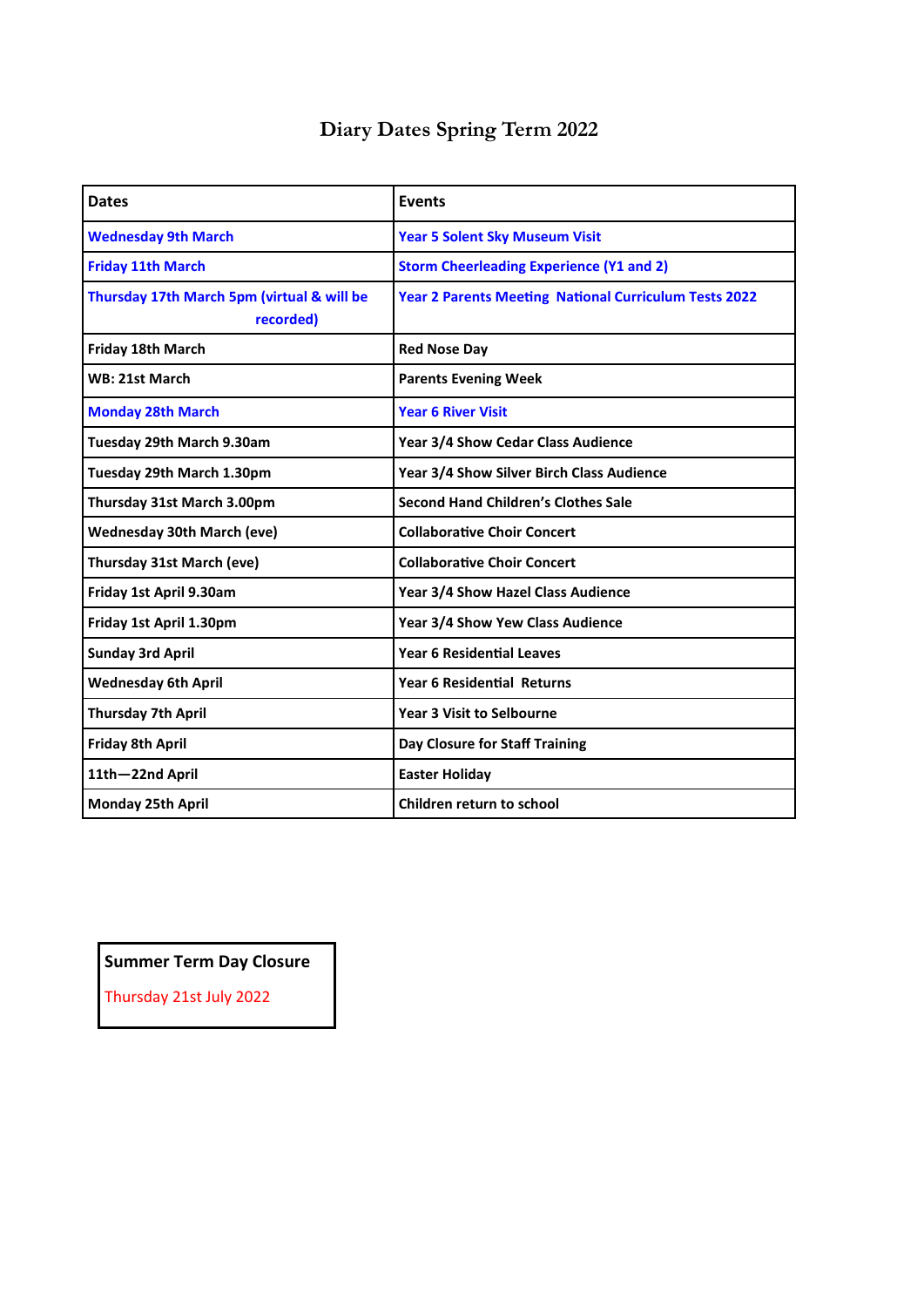# Diary Dates Spring Term 2022

| Dates | Events |
|---|---|
| Wednesday 9th March | Year 5 Solent Sky Museum Visit |
| Friday 11th March | Storm Cheerleading Experience (Y1 and 2) |
| Thursday 17th March 5pm (virtual & will be recorded) | Year 2 Parents Meeting National Curriculum Tests 2022 |
| Friday 18th March | Red Nose Day |
| WB: 21st March | Parents Evening Week |
| Monday 28th March | Year 6 River Visit |
| Tuesday 29th March 9.30am | Year 3/4 Show Cedar Class Audience |
| Tuesday 29th March 1.30pm | Year 3/4 Show Silver Birch Class Audience |
| Thursday 31st March 3.00pm | Second Hand Children's Clothes Sale |
| Wednesday 30th March (eve) | Collaborative Choir Concert |
| Thursday 31st March (eve) | Collaborative Choir Concert |
| Friday 1st April 9.30am | Year 3/4 Show Hazel Class Audience |
| Friday 1st April 1.30pm | Year 3/4 Show Yew Class Audience |
| Sunday 3rd April | Year 6 Residential Leaves |
| Wednesday 6th April | Year 6 Residential Returns |
| Thursday 7th April | Year 3 Visit to Selbourne |
| Friday 8th April | Day Closure for Staff Training |
| 11th—22nd April | Easter Holiday |
| Monday 25th April | Children return to school |

**Summer Term Day Closure**

Thursday 21st July 2022